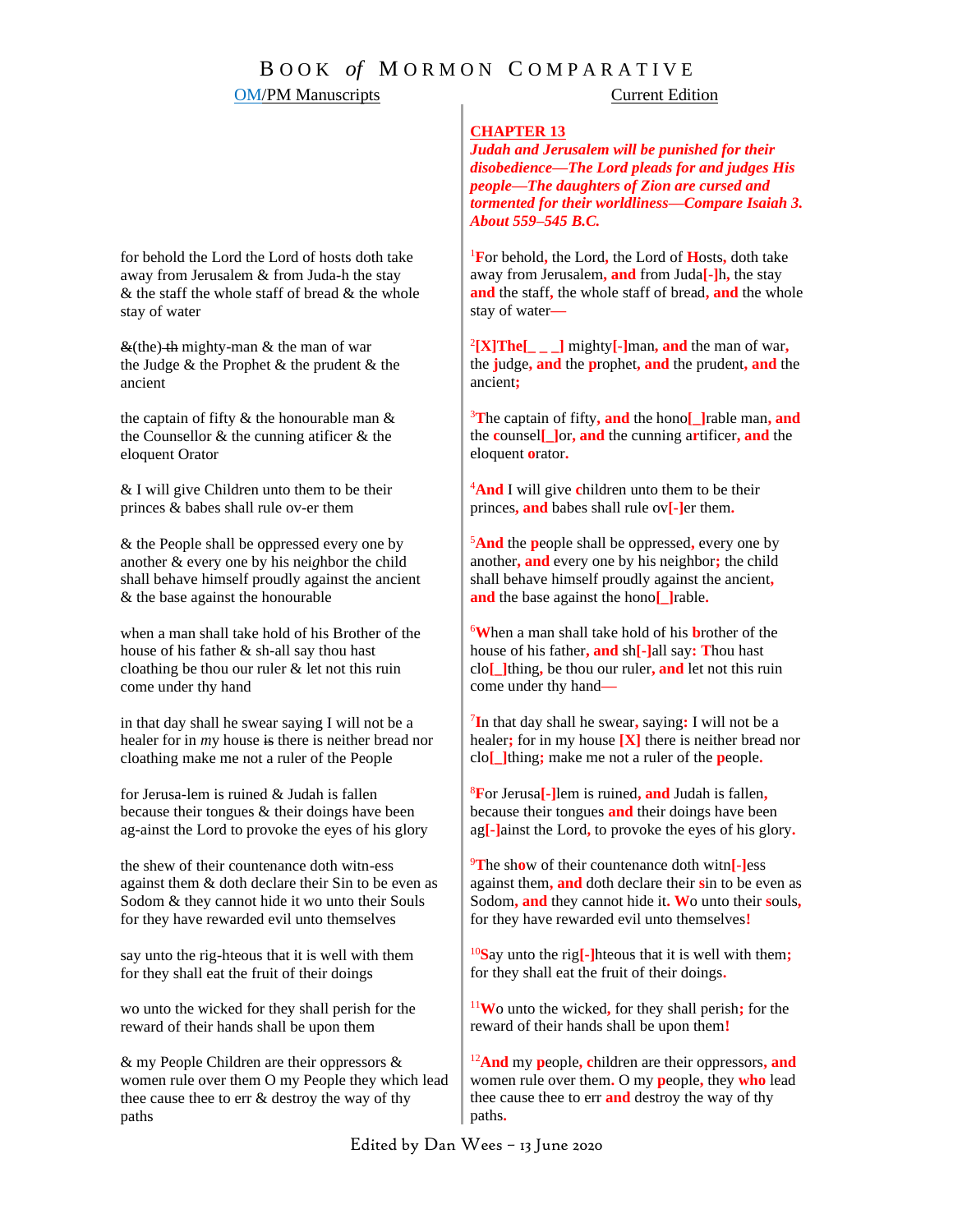# Book *of* Mormon Comparative

| OM/PM Manuscripts | Current Edition |
|---|---|
| | **CHAPTER 13** *Judah and Jerusalem will be punished for their disobedience—The Lord pleads for and judges His people—The daughters of Zion are cursed and tormented for their worldliness—Compare Isaiah 3. About 559–545 B.C.* |
| for behold the Lord the Lord of hosts doth take away from Jerusalem & from Juda-h the stay & the staff the whole staff of bread & the whole stay of water | [1]For behold, the Lord, the Lord of Hosts, doth take away from Jerusalem, and from Juda[-]h, the stay and the staff, the whole staff of bread, and the whole stay of water— |
| ~~&~~(the) ~~th~~ mighty-man & the man of war the Judge & the Prophet & the prudent & the ancient | [2][X]The[_ _ _] mighty[-]man, and the man of war, the judge, and the prophet, and the prudent, and the ancient; |
| the captain of fifty & the honourable man & the Counsellor & the cunning atificer & the eloquent Orator | [3]The captain of fifty, and the hono[_]rable man, and the counsel[_]or, and the cunning artificer, and the eloquent orator. |
| & I will give Children unto them to be their princes & babes shall rule ov-er them | [4]And I will give children unto them to be their princes, and babes shall rule ov[-]er them. |
| & the People shall be oppressed every one by another & every one by his nei*g*hbor the child shall behave himself proudly against the ancient & the base against the honourable | [5]And the people shall be oppressed, every one by another, and every one by his neighbor; the child shall behave himself proudly against the ancient, and the base against the hono[_]rable. |
| when a man shall take hold of his Brother of the house of his father & sh-all say thou hast cloathing be thou our ruler & let not this ruin come under thy hand | [6]When a man shall take hold of his brother of the house of his father, and sh[-]all say: Thou hast clo[_]thing, be thou our ruler, and let not this ruin come under thy hand— |
| in that day shall he swear saying I will not be a healer for in *my* house ~~is~~ there is neither bread nor cloathing make me not a ruler of the People | [7]In that day shall he swear, saying: I will not be a healer; for in my house [X] there is neither bread nor clo[_]thing; make me not a ruler of the people. |
| for Jerusa-lem is ruined & Judah is fallen because their tongues & their doings have been ag-ainst the Lord to provoke the eyes of his glory | [8]For Jerusa[-]lem is ruined, and Judah is fallen, because their tongues and their doings have been ag[-]ainst the Lord, to provoke the eyes of his glory. |
| the shew of their countenance doth witn-ess against them & doth declare their Sin to be even as Sodom & they cannot hide it wo unto their Souls for they have rewarded evil unto themselves | [9]The show of their countenance doth witn[-]ess against them, and doth declare their sin to be even as Sodom, and they cannot hide it. Wo unto their souls, for they have rewarded evil unto themselves! |
| say unto the rig-hteous that it is well with them for they shall eat the fruit of their doings | [10]Say unto the rig[-]hteous that it is well with them; for they shall eat the fruit of their doings. |
| wo unto the wicked for they shall perish for the reward of their hands shall be upon them | [11]Wo unto the wicked, for they shall perish; for the reward of their hands shall be upon them! |
| & my People Children are their oppressors & women rule over them O my People they which lead thee cause thee to err & destroy the way of thy paths | [12]And my people, children are their oppressors, and women rule over them. O my people, they who lead thee cause thee to err and destroy the way of thy paths. |

Edited by Dan Wees – 13 June 2020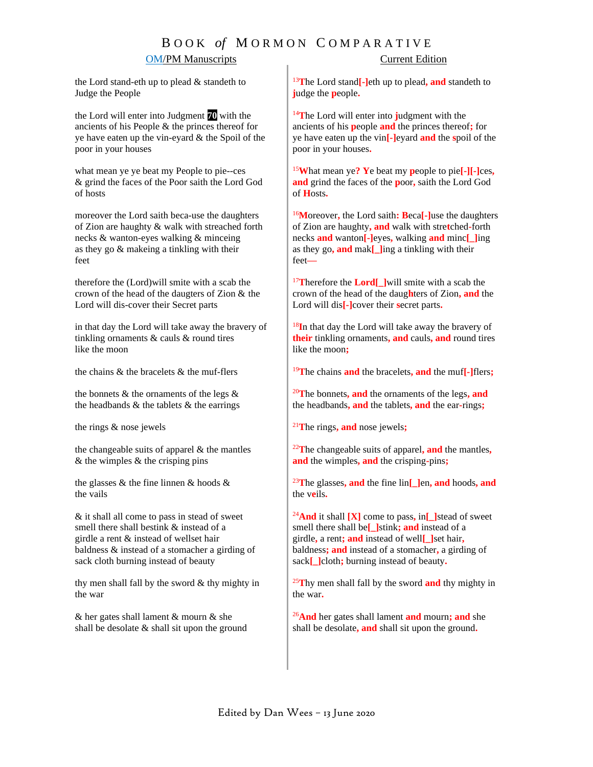# Book *of* Mormon Comparative

| OM/PM Manuscripts | Current Edition |
| --- | --- |
| the Lord stand-eth up to plead & standeth to Judge the People | [13]The Lord stand[-]eth up to plead, and standeth to judge the people. |
| the Lord will enter into Judgment **70** with the ancients of his People & the princes thereof for ye have eaten up the vin-eyard & the Spoil of the poor in your houses | [14]The Lord will enter into judgment with the ancients of his people and the princes thereof; for ye have eaten up the vin[-]eyard and the spoil of the poor in your houses. |
| what mean ye ye beat my People to pie--ces & grind the faces of the Poor saith the Lord God of hosts | [15]What mean ye? Ye beat my people to pie[-][-]ces, and grind the faces of the poor, saith the Lord God of Hosts. |
| moreover the Lord saith beca-use the daughters of Zion are haughty & walk with streached forth necks & wanton-eyes walking & minceing as they go & makeing a tinkling with their feet | [16]Moreover, the Lord saith: Beca[-]use the daughters of Zion are haughty, and walk with stretched-forth necks and wanton[-]eyes, walking and minc[_]ing as they go, and mak[_]ing a tinkling with their feet— |
| therefore the (Lord)will smite with a scab the crown of the head of the daugters of Zion & the Lord will dis-cover their Secret parts | [17]Therefore the Lord[_]will smite with a scab the crown of the head of the daughters of Zion, and the Lord will dis[-]cover their secret parts. |
| in that day the Lord will take away the bravery of tinkling ornaments & cauls & round tires like the moon | [18]In that day the Lord will take away the bravery of their tinkling ornaments, and cauls, and round tires like the moon; |
| the chains & the bracelets & the muf-flers | [19]The chains and the bracelets, and the muf[-]flers; |
| the bonnets & the ornaments of the legs & the headbands & the tablets & the earrings | [20]The bonnets, and the ornaments of the legs, and the headbands, and the tablets, and the ear-rings; |
| the rings & nose jewels | [21]The rings, and nose jewels; |
| the changeable suits of apparel & the mantles & the wimples & the crisping pins | [22]The changeable suits of apparel, and the mantles, and the wimples, and the crisping-pins; |
| the glasses & the fine linnen & hoods & the vails | [23]The glasses, and the fine lin[_]en, and hoods, and the veils. |
| & it shall all come to pass in stead of sweet smell there shall bestink & instead of a girdle a rent & instead of wellset hair baldness & instead of a stomacher a girding of sack cloth burning instead of beauty | [24]And it shall [X] come to pass, in[_]stead of sweet smell there shall be[_]stink; and instead of a girdle, a rent; and instead of well[_]set hair, baldness; and instead of a stomacher, a girding of sack[_]cloth; burning instead of beauty. |
| thy men shall fall by the sword & thy mighty in the war | [25]Thy men shall fall by the sword and thy mighty in the war. |
| & her gates shall lament & mourn & she shall be desolate & shall sit upon the ground | [26]And her gates shall lament and mourn; and she shall be desolate, and shall sit upon the ground. |

Edited by Dan Wees – 13 June 2020